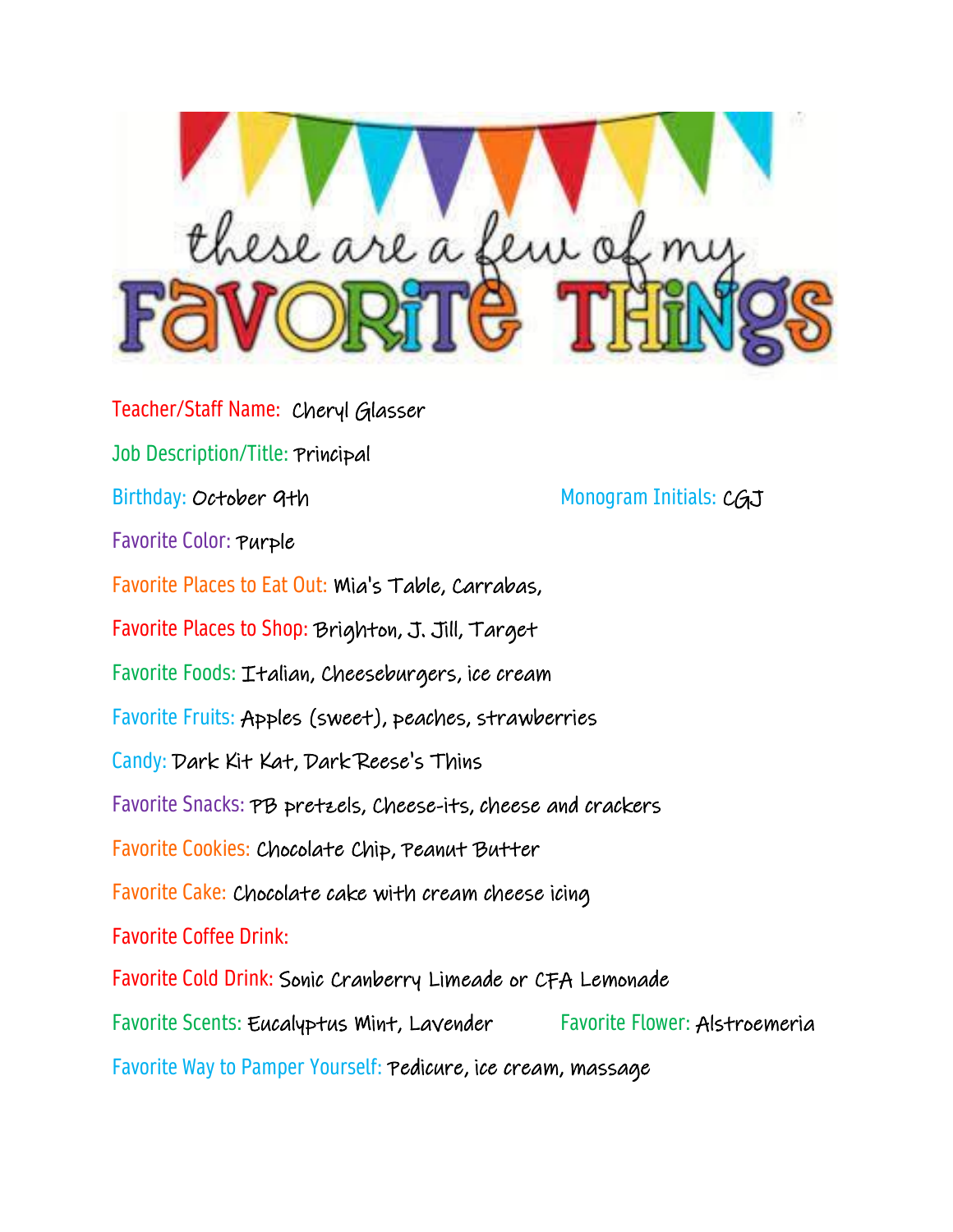# these are a few of my FAVORITE THINGS

Teacher/Staff Name: Cheryl Glasser

Job Description/Title: Principal

Birthday: October 9th

Monogram Initials: CGJ

Favorite Color: Purple

Favorite Places to Eat Out: Mia's Table, Carrabas,

Favorite Places to Shop: Brighton, J. Jill, Target

Favorite Foods: Italian, Cheeseburgers, ice cream

Favorite Fruits: Apples (sweet), peaches, strawberries

Candy: Dark Kit Kat, Dark Reese's Thins

Favorite Snacks: PB pretzels, Cheese-its, cheese and crackers

Favorite Cookies: Chocolate Chip, Peanut Butter

Favorite Cake: Chocolate cake with cream cheese icing

Favorite Coffee Drink:

Favorite Cold Drink: Sonic Cranberry Limeade or CFA Lemonade

Favorite Scents: Eucalyptus Mint, Lavender

Favorite Flower: Alstroemeria

Favorite Way to Pamper Yourself: Pedicure, ice cream, massage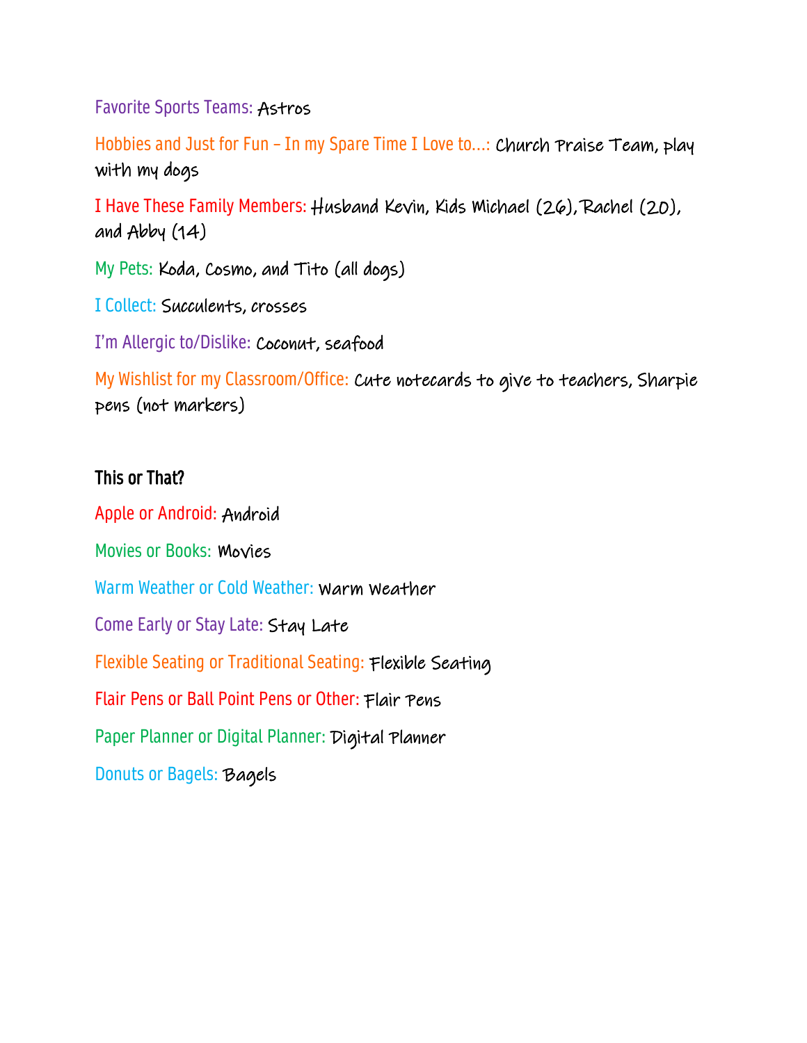Favorite Sports Teams: Astros

Hobbies and Just for Fun – In my Spare Time I Love to…: Church Praise Team, play with my dogs

I Have These Family Members: Husband Kevin, Kids Michael (26), Rachel (20), and Abby (14)

My Pets: Koda, Cosmo, and Tito (all dogs)

I Collect: Succulents, crosses

I'm Allergic to/Dislike: Coconut, seafood

My Wishlist for my Classroom/Office: Cute notecards to give to teachers, Sharpie pens (not markers)

**This or That?**

Apple or Android: Android

Movies or Books: Movies

Warm Weather or Cold Weather: Warm Weather

Come Early or Stay Late: Stay Late

Flexible Seating or Traditional Seating: Flexible Seating

Flair Pens or Ball Point Pens or Other: Flair Pens

Paper Planner or Digital Planner: Digital Planner

Donuts or Bagels: Bagels